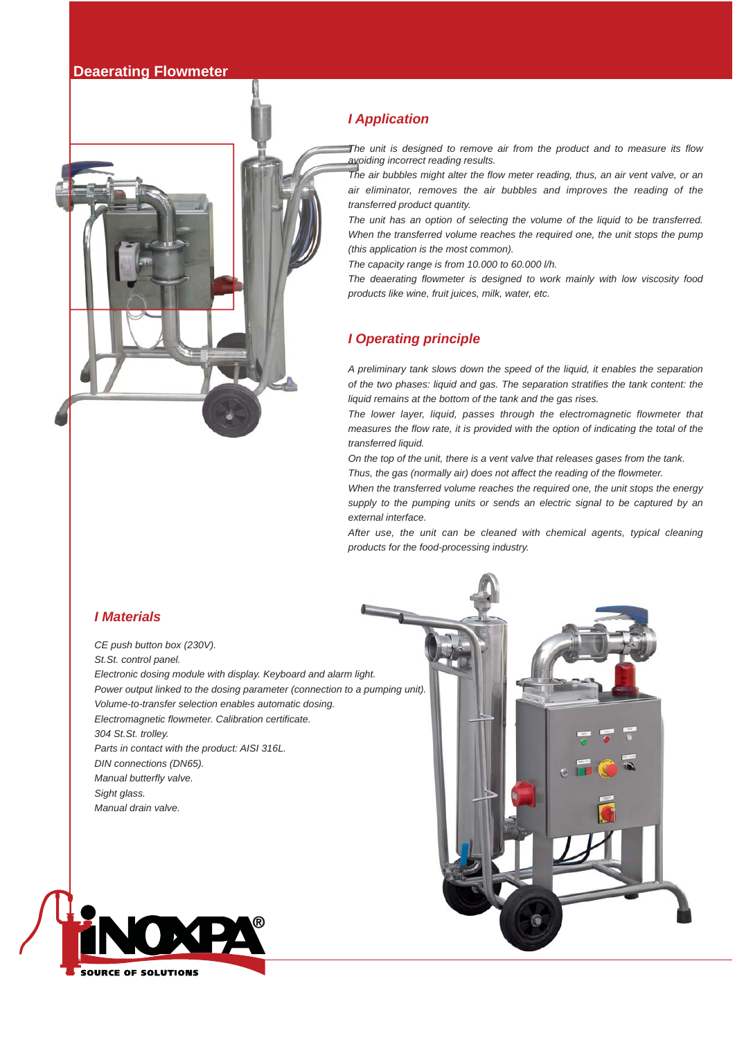# Deaerating Flowmeter

## I Application

*The unit is designed to remove air from the product and to measure its flow avoiding incorrect reading results.*

*The air bubbles might alter the flow meter reading, thus, an air vent valve, or an air eliminator, removes the air bubbles and improves the reading of the transferred product quantity.*

*The unit has an option of selecting the volume of the liquid to be transferred. When the transferred volume reaches the required one, the unit stops the pump (this application is the most common).*

*The capacity range is from 10.000 to 60.000 l/h.*

*The deaerating flowmeter is designed to work mainly with low viscosity food products like wine, fruit juices, milk, water, etc.*

## I Operating principle

*A preliminary tank slows down the speed of the liquid, it enables the separation of the two phases: liquid and gas. The separation stratifies the tank content: the liquid remains at the bottom of the tank and the gas rises.*

*The lower layer, liquid, passes through the electromagnetic flowmeter that measures the flow rate, it is provided with the option of indicating the total of the transferred liquid.*

*On the top of the unit, there is a vent valve that releases gases from the tank.*

*Thus, the gas (normally air) does not affect the reading of the flowmeter.*

*When the transferred volume reaches the required one, the unit stops the energy supply to the pumping units or sends an electric signal to be captured by an external interface.*

*After use, the unit can be cleaned with chemical agents, typical cleaning products for the food-processing industry.*

## I Materials

*CE push button box (230V).*
*St.St. control panel.*
*Electronic dosing module with display. Keyboard and alarm light.*
*Power output linked to the dosing parameter (connection to a pumping unit).*
*Volume-to-transfer selection enables automatic dosing.*
*Electromagnetic flowmeter. Calibration certificate.*
*304 St.St. trolley.*
*Parts in contact with the product: AISI 316L.*
*DIN connections (DN65).*
*Manual butterfly valve.*
*Sight glass.*
*Manual drain valve.*

INOXPA® SOURCE OF SOLUTIONS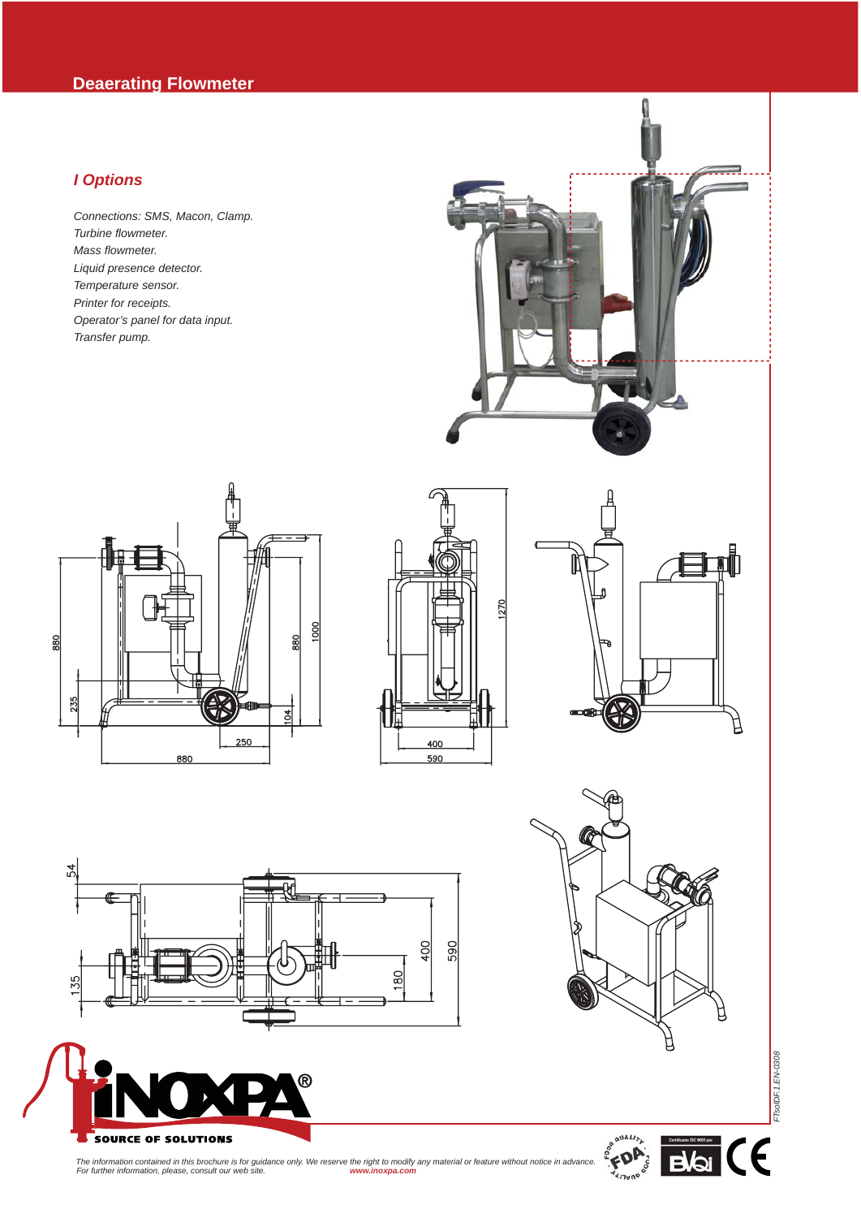# Deaerating Flowmeter

## I Options

*Connections: SMS, Macon, Clamp.*
*Turbine flowmeter.*
*Mass flowmeter.*
*Liquid presence detector.*
*Temperature sensor.*
*Printer for receipts.*
*Operator's panel for data input.*
*Transfer pump.*

880
235
250
880
880
1000
104
1270
400
590
54
135
180
400
590

*The information contained in this brochure is for guidance only. We reserve the right to modify any material or feature without notice in advance.*
*For further information, please, consult our web site.* *www.inoxpa.com*

FTsolDF.1.EN-0308